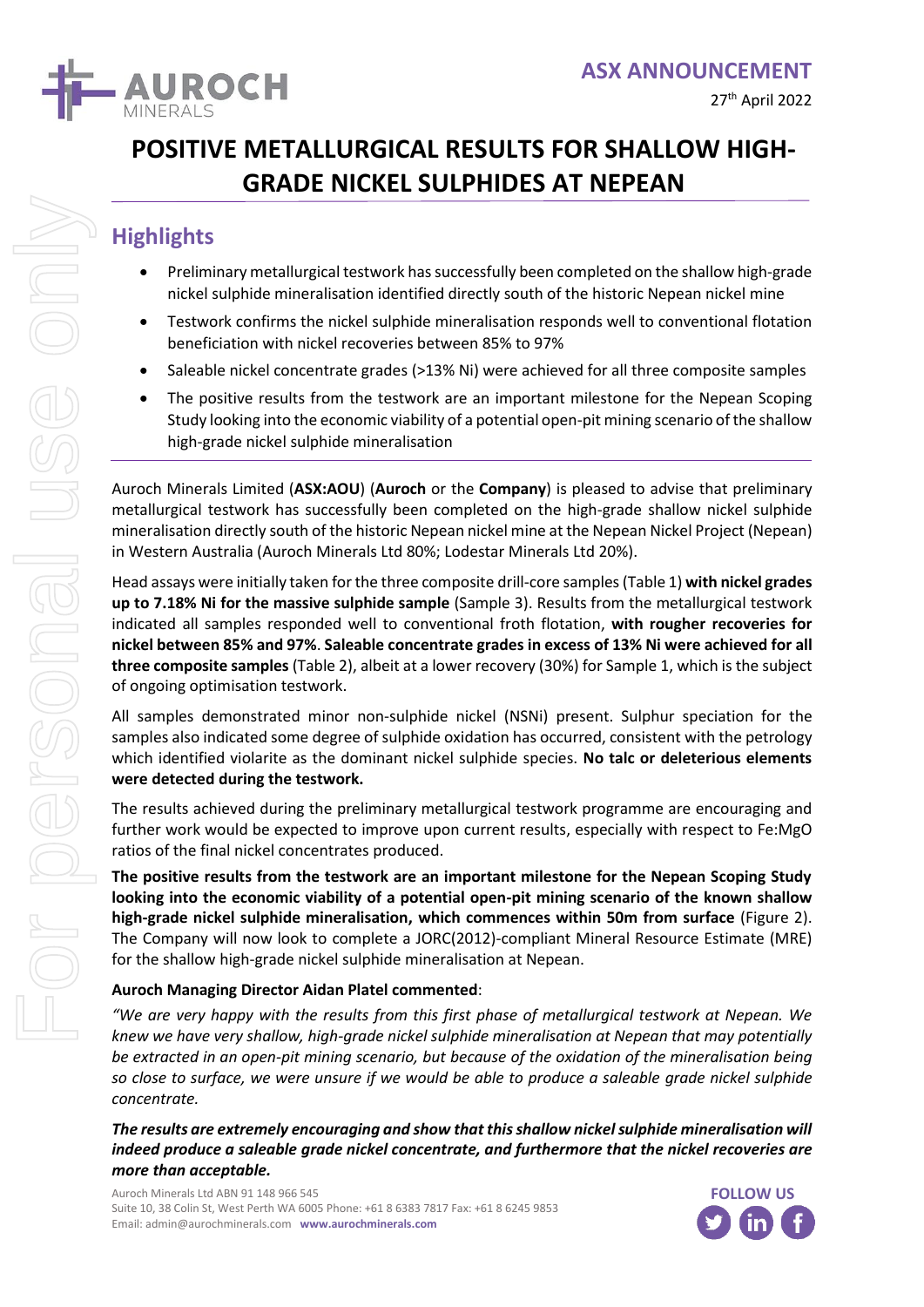# POSITIVE METALLURGICAL RESULTS FOR SHALLOW HIGH-GRADE NICKEL SULPHIDES AT NEPEAN

ASX ANNOUNCEMENT

27th April 2022

## Highlights

- Preliminary metallurgical testwork has successfully been completed on the shallow high-grade nickel sulphide mineralisation identified directly south of the historic Nepean nickel mine
- Testwork confirms the nickel sulphide mineralisation responds well to conventional flotation beneficiation with nickel recoveries between 85% to 97%
- Saleable nickel concentrate grades (>13% Ni) were achieved for all three composite samples
- The positive results from the testwork are an important milestone for the Nepean Scoping Study looking into the economic viability of a potential open-pit mining scenario of the shallow high-grade nickel sulphide mineralisation

Auroch Minerals Limited (**ASX:AOU**) (**Auroch** or the **Company**) is pleased to advise that preliminary metallurgical testwork has successfully been completed on the high-grade shallow nickel sulphide mineralisation directly south of the historic Nepean nickel mine at the Nepean Nickel Project (Nepean) in Western Australia (Auroch Minerals Ltd 80%; Lodestar Minerals Ltd 20%).

Head assays were initially taken for the three composite drill-core samples (Table 1) **with nickel grades up to 7.18% Ni for the massive sulphide sample** (Sample 3). Results from the metallurgical testwork indicated all samples responded well to conventional froth flotation, **with rougher recoveries for nickel between 85% and 97%**. **Saleable concentrate grades in excess of 13% Ni were achieved for all three composite samples** (Table 2), albeit at a lower recovery (30%) for Sample 1, which is the subject of ongoing optimisation testwork.

All samples demonstrated minor non-sulphide nickel (NSNi) present. Sulphur speciation for the samples also indicated some degree of sulphide oxidation has occurred, consistent with the petrology which identified violarite as the dominant nickel sulphide species. **No talc or deleterious elements were detected during the testwork.**

The results achieved during the preliminary metallurgical testwork programme are encouraging and further work would be expected to improve upon current results, especially with respect to Fe:MgO ratios of the final nickel concentrates produced.

**The positive results from the testwork are an important milestone for the Nepean Scoping Study looking into the economic viability of a potential open-pit mining scenario of the known shallow high-grade nickel sulphide mineralisation, which commences within 50m from surface** (Figure 2). The Company will now look to complete a JORC(2012)-compliant Mineral Resource Estimate (MRE) for the shallow high-grade nickel sulphide mineralisation at Nepean.

**Auroch Managing Director Aidan Platel commented**:

*"We are very happy with the results from this first phase of metallurgical testwork at Nepean. We knew we have very shallow, high-grade nickel sulphide mineralisation at Nepean that may potentially be extracted in an open-pit mining scenario, but because of the oxidation of the mineralisation being so close to surface, we were unsure if we would be able to produce a saleable grade nickel sulphide concentrate.*

***The results are extremely encouraging and show that this shallow nickel sulphide mineralisation will indeed produce a saleable grade nickel concentrate, and furthermore that the nickel recoveries are more than acceptable.***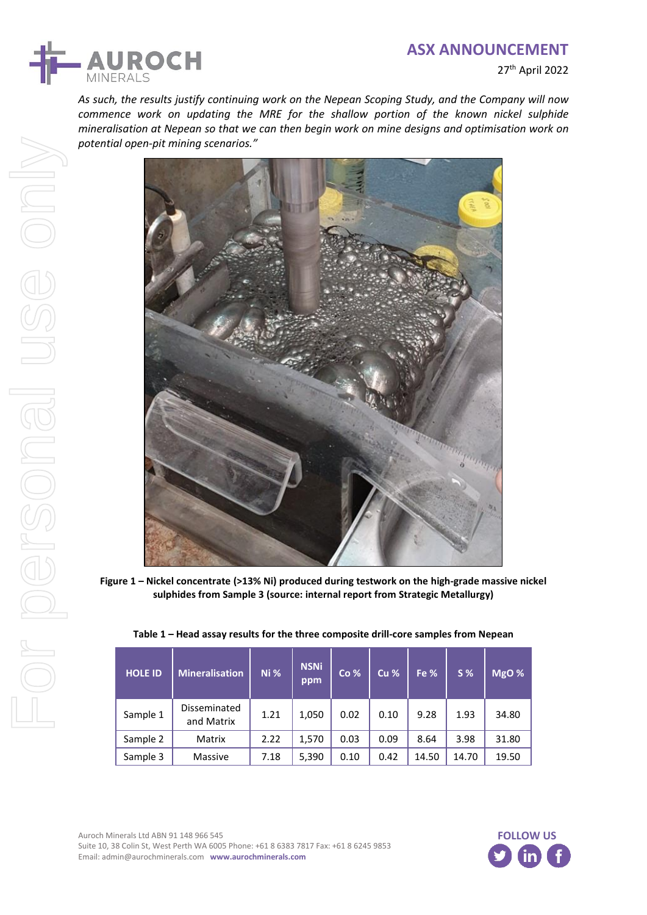*As such, the results justify continuing work on the Nepean Scoping Study, and the Company will now commence work on updating the MRE for the shallow portion of the known nickel sulphide mineralisation at Nepean so that we can then begin work on mine designs and optimisation work on potential open-pit mining scenarios."*

**Figure 1 – Nickel concentrate (>13% Ni) produced during testwork on the high-grade massive nickel sulphides from Sample 3 (source: internal report from Strategic Metallurgy)**

**Table 1 – Head assay results for the three composite drill-core samples from Nepean**

| HOLE ID | Mineralisation | Ni % | NSNi ppm | Co % | Cu % | Fe % | S % | MgO % |
|---|---|---|---|---|---|---|---|---|
| Sample 1 | Disseminated and Matrix | 1.21 | 1,050 | 0.02 | 0.10 | 9.28 | 1.93 | 34.80 |
| Sample 2 | Matrix | 2.22 | 1,570 | 0.03 | 0.09 | 8.64 | 3.98 | 31.80 |
| Sample 3 | Massive | 7.18 | 5,390 | 0.10 | 0.42 | 14.50 | 14.70 | 19.50 |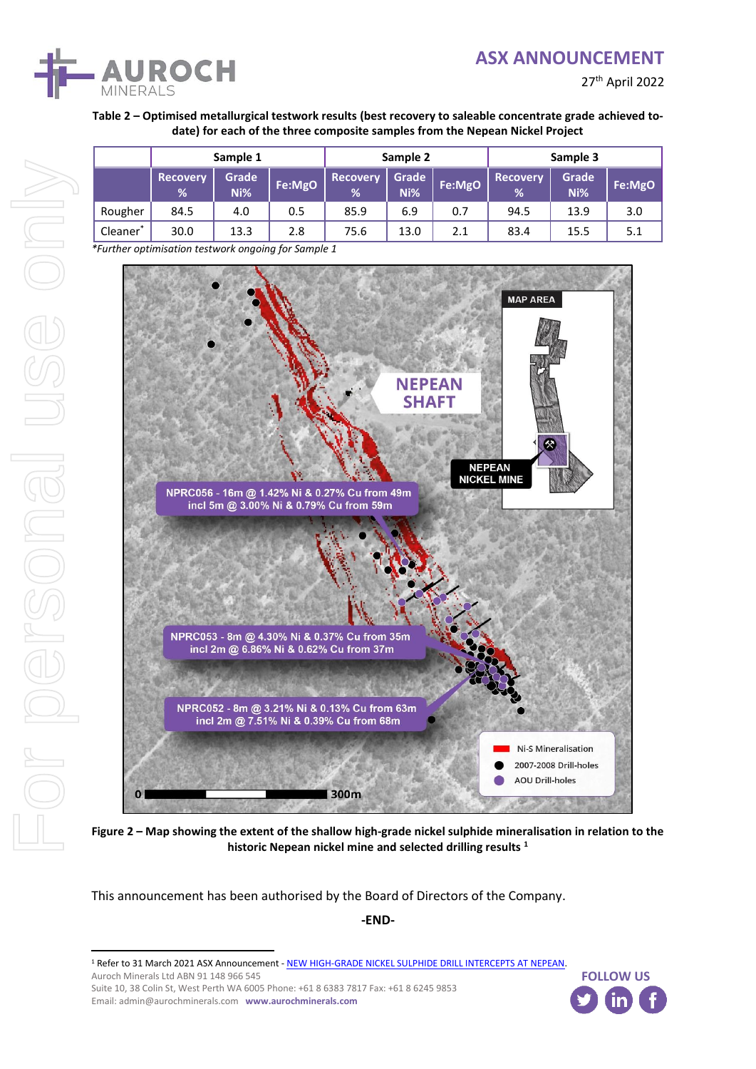**Table 2 – Optimised metallurgical testwork results (best recovery to saleable concentrate grade achieved to-date) for each of the three composite samples from the Nepean Nickel Project**

| | Sample 1 | | | Sample 2 | | | Sample 3 | | |
|---|---|---|---|---|---|---|---|---|---|
| | Recovery % | Grade Ni% | Fe:MgO | Recovery % | Grade Ni% | Fe:MgO | Recovery % | Grade Ni% | Fe:MgO |
| Rougher | 84.5 | 4.0 | 0.5 | 85.9 | 6.9 | 0.7 | 94.5 | 13.9 | 3.0 |
| Cleaner* | 30.0 | 13.3 | 2.8 | 75.6 | 13.0 | 2.1 | 83.4 | 15.5 | 5.1 |

*Further optimisation testwork ongoing for Sample 1

**Figure 2 – Map showing the extent of the shallow high-grade nickel sulphide mineralisation in relation to the historic Nepean nickel mine and selected drilling results [1]**

This announcement has been authorised by the Board of Directors of the Company.

-END-

[1] Refer to 31 March 2021 ASX Announcement - NEW HIGH-GRADE NICKEL SULPHIDE DRILL INTERCEPTS AT NEPEAN.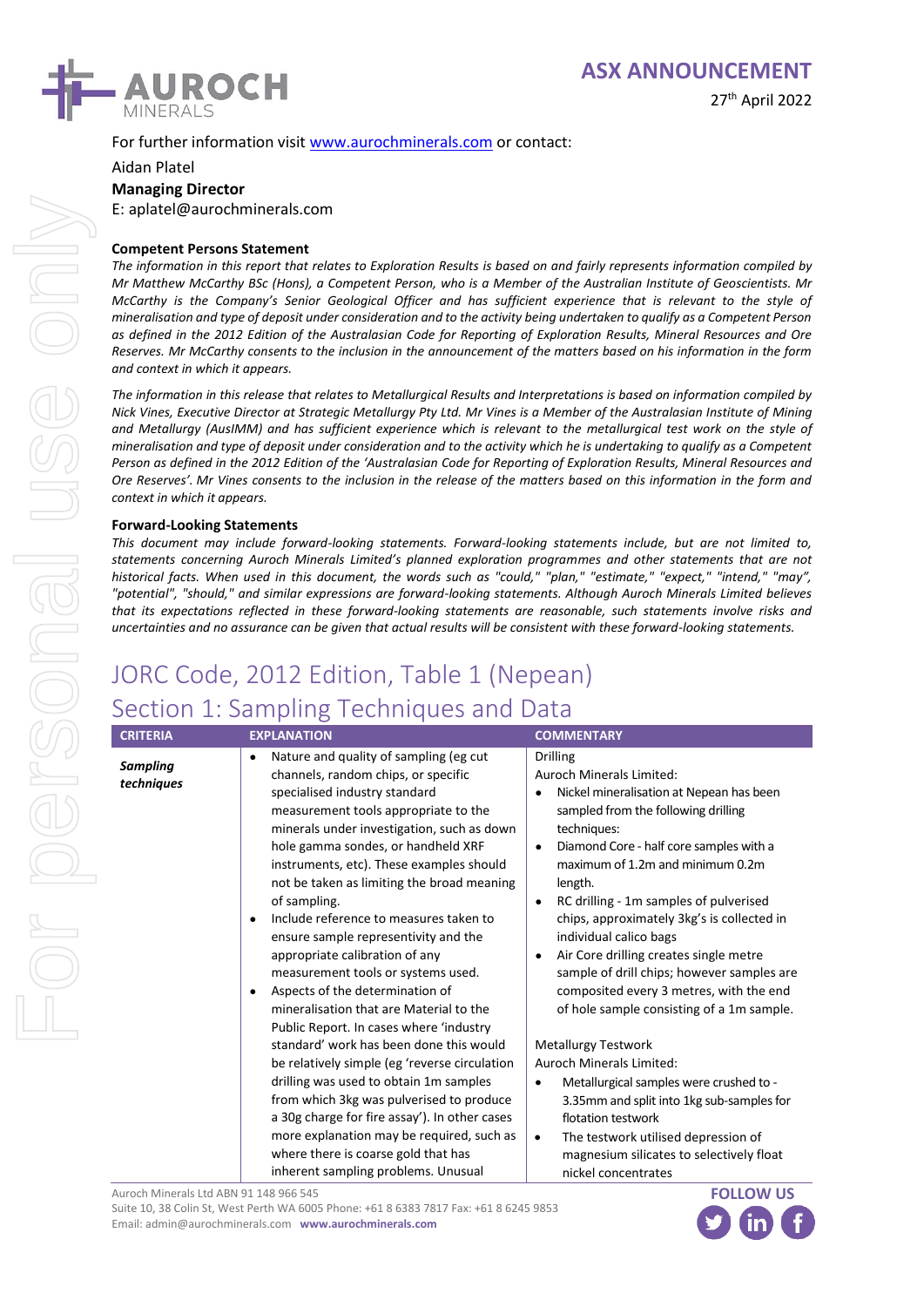For further information visit www.aurochminerals.com or contact:

Aidan Platel

**Managing Director**

E: aplatel@aurochminerals.com

**Competent Persons Statement**

*The information in this report that relates to Exploration Results is based on and fairly represents information compiled by Mr Matthew McCarthy BSc (Hons), a Competent Person, who is a Member of the Australian Institute of Geoscientists. Mr McCarthy is the Company's Senior Geological Officer and has sufficient experience that is relevant to the style of mineralisation and type of deposit under consideration and to the activity being undertaken to qualify as a Competent Person as defined in the 2012 Edition of the Australasian Code for Reporting of Exploration Results, Mineral Resources and Ore Reserves. Mr McCarthy consents to the inclusion in the announcement of the matters based on his information in the form and context in which it appears.*

*The information in this release that relates to Metallurgical Results and Interpretations is based on information compiled by Nick Vines, Executive Director at Strategic Metallurgy Pty Ltd. Mr Vines is a Member of the Australasian Institute of Mining and Metallurgy (AusIMM) and has sufficient experience which is relevant to the metallurgical test work on the style of mineralisation and type of deposit under consideration and to the activity which he is undertaking to qualify as a Competent Person as defined in the 2012 Edition of the 'Australasian Code for Reporting of Exploration Results, Mineral Resources and Ore Reserves'. Mr Vines consents to the inclusion in the release of the matters based on this information in the form and context in which it appears.*

**Forward-Looking Statements**

*This document may include forward-looking statements. Forward-looking statements include, but are not limited to, statements concerning Auroch Minerals Limited's planned exploration programmes and other statements that are not historical facts. When used in this document, the words such as "could," "plan," "estimate," "expect," "intend," "may", "potential", "should," and similar expressions are forward-looking statements. Although Auroch Minerals Limited believes that its expectations reflected in these forward-looking statements are reasonable, such statements involve risks and uncertainties and no assurance can be given that actual results will be consistent with these forward-looking statements.*

# JORC Code, 2012 Edition, Table 1 (Nepean)

## Section 1: Sampling Techniques and Data

| CRITERIA | EXPLANATION | COMMENTARY |
|---|---|---|
| ***Sampling techniques*** | • Nature and quality of sampling (eg cut channels, random chips, or specific specialised industry standard measurement tools appropriate to the minerals under investigation, such as down hole gamma sondes, or handheld XRF instruments, etc). These examples should not be taken as limiting the broad meaning of sampling.<br>• Include reference to measures taken to ensure sample representivity and the appropriate calibration of any measurement tools or systems used.<br>• Aspects of the determination of mineralisation that are Material to the Public Report. In cases where 'industry standard' work has been done this would be relatively simple (eg 'reverse circulation drilling was used to obtain 1m samples from which 3kg was pulverised to produce a 30g charge for fire assay'). In other cases more explanation may be required, such as where there is coarse gold that has inherent sampling problems. Unusual | Drilling<br>Auroch Minerals Limited:<br>• Nickel mineralisation at Nepean has been sampled from the following drilling techniques:<br>• Diamond Core - half core samples with a maximum of 1.2m and minimum 0.2m length.<br>• RC drilling - 1m samples of pulverised chips, approximately 3kg's is collected in individual calico bags<br>• Air Core drilling creates single metre sample of drill chips; however samples are composited every 3 metres, with the end of hole sample consisting of a 1m sample.<br><br>Metallurgy Testwork<br>Auroch Minerals Limited:<br>• Metallurgical samples were crushed to -3.35mm and split into 1kg sub-samples for flotation testwork<br>• The testwork utilised depression of magnesium silicates to selectively float nickel concentrates |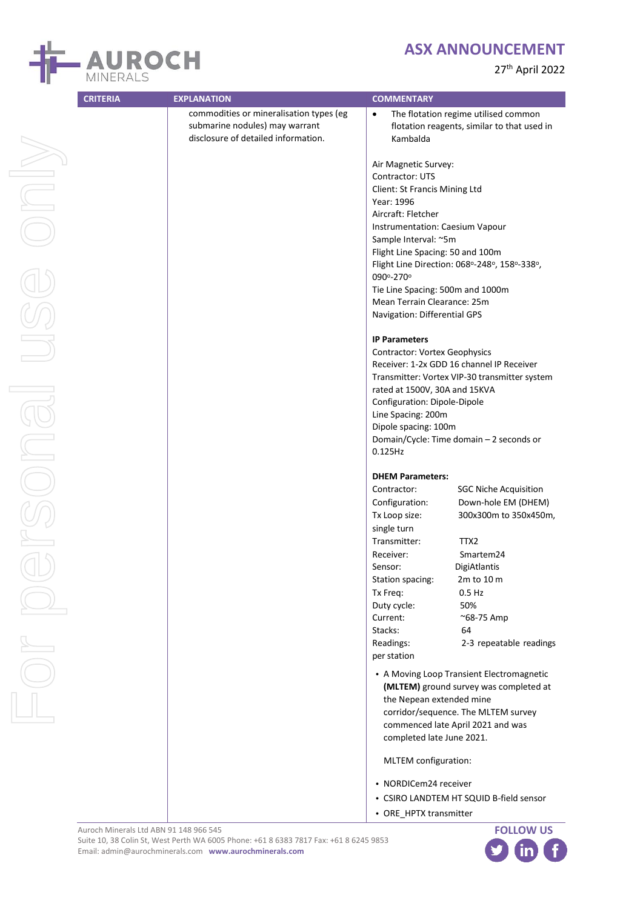| CRITERIA | EXPLANATION | COMMENTARY |
|---|---|---|
| | commodities or mineralisation types (eg submarine nodules) may warrant disclosure of detailed information. | • The flotation regime utilised common flotation reagents, similar to that used in Kambalda<br><br>Air Magnetic Survey:<br>Contractor: UTS<br>Client: St Francis Mining Ltd<br>Year: 1996<br>Aircraft: Fletcher<br>Instrumentation: Caesium Vapour<br>Sample Interval: ~5m<br>Flight Line Spacing: 50 and 100m<br>Flight Line Direction: 068°-248°, 158°-338°, 090°-270°<br>Tie Line Spacing: 500m and 1000m<br>Mean Terrain Clearance: 25m<br>Navigation: Differential GPS<br><br>**IP Parameters**<br>Contractor: Vortex Geophysics<br>Receiver: 1-2x GDD 16 channel IP Receiver<br>Transmitter: Vortex VIP-30 transmitter system rated at 1500V, 30A and 15KVA<br>Configuration: Dipole-Dipole<br>Line Spacing: 200m<br>Dipole spacing: 100m<br>Domain/Cycle: Time domain – 2 seconds or 0.125Hz<br><br>**DHEM Parameters:**<br>Contractor: SGC Niche Acquisition<br>Configuration: Down-hole EM (DHEM)<br>Tx Loop size: 300x300m to 350x450m, single turn<br>Transmitter: TTX2<br>Receiver: Smartem24<br>Sensor: DigiAtlantis<br>Station spacing: 2m to 10 m<br>Tx Freq: 0.5 Hz<br>Duty cycle: 50%<br>Current: ~68-75 Amp<br>Stacks: 64<br>Readings: 2-3 repeatable readings per station<br><br>• A Moving Loop Transient Electromagnetic **(MLTEM)** ground survey was completed at the Nepean extended mine corridor/sequence. The MLTEM survey commenced late April 2021 and was completed late June 2021.<br><br>MLTEM configuration:<br><br>• NORDICem24 receiver<br>• CSIRO LANDTEM HT SQUID B-field sensor<br>• ORE_HPTX transmitter |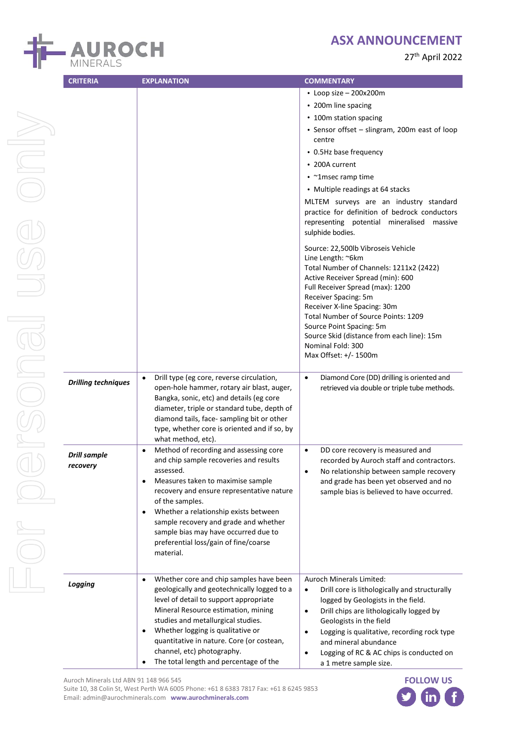| CRITERIA | EXPLANATION | COMMENTARY |
|---|---|---|
| | | • Loop size – 200x200m<br>• 200m line spacing<br>• 100m station spacing<br>• Sensor offset – slingram, 200m east of loop centre<br>• 0.5Hz base frequency<br>• 200A current<br>• ~1msec ramp time<br>• Multiple readings at 64 stacks<br>MLTEM surveys are an industry standard practice for definition of bedrock conductors representing potential mineralised massive sulphide bodies.<br><br>Source: 22,500lb Vibroseis Vehicle<br>Line Length: ~6km<br>Total Number of Channels: 1211x2 (2422)<br>Active Receiver Spread (min): 600<br>Full Receiver Spread (max): 1200<br>Receiver Spacing: 5m<br>Receiver X-line Spacing: 30m<br>Total Number of Source Points: 1209<br>Source Point Spacing: 5m<br>Source Skid (distance from each line): 15m<br>Nominal Fold: 300<br>Max Offset: +/- 1500m |
| ***Drilling techniques*** | • Drill type (eg core, reverse circulation, open-hole hammer, rotary air blast, auger, Bangka, sonic, etc) and details (eg core diameter, triple or standard tube, depth of diamond tails, face- sampling bit or other type, whether core is oriented and if so, by what method, etc). | • Diamond Core (DD) drilling is oriented and retrieved via double or triple tube methods. |
| ***Drill sample recovery*** | • Method of recording and assessing core and chip sample recoveries and results assessed.<br>• Measures taken to maximise sample recovery and ensure representative nature of the samples.<br>• Whether a relationship exists between sample recovery and grade and whether sample bias may have occurred due to preferential loss/gain of fine/coarse material. | • DD core recovery is measured and recorded by Auroch staff and contractors.<br>• No relationship between sample recovery and grade has been yet observed and no sample bias is believed to have occurred. |
| ***Logging*** | • Whether core and chip samples have been geologically and geotechnically logged to a level of detail to support appropriate Mineral Resource estimation, mining studies and metallurgical studies.<br>• Whether logging is qualitative or quantitative in nature. Core (or costean, channel, etc) photography.<br>• The total length and percentage of the | Auroch Minerals Limited:<br>• Drill core is lithologically and structurally logged by Geologists in the field.<br>• Drill chips are lithologically logged by Geologists in the field<br>• Logging is qualitative, recording rock type and mineral abundance<br>• Logging of RC & AC chips is conducted on a 1 metre sample size. |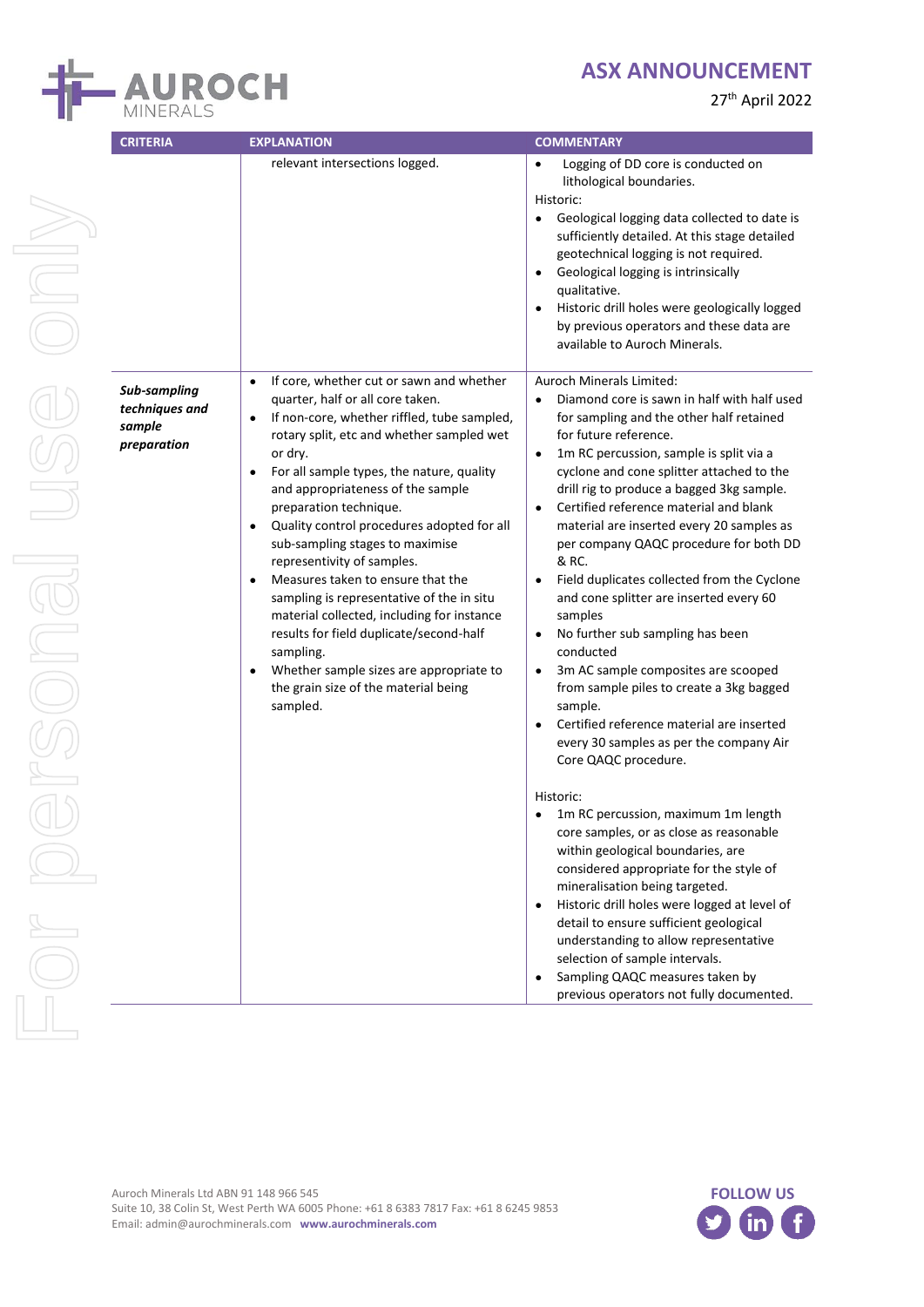| CRITERIA | EXPLANATION | COMMENTARY |
|---|---|---|
| | relevant intersections logged. | • Logging of DD core is conducted on lithological boundaries.<br>Historic:<br>• Geological logging data collected to date is sufficiently detailed. At this stage detailed geotechnical logging is not required.<br>• Geological logging is intrinsically qualitative.<br>• Historic drill holes were geologically logged by previous operators and these data are available to Auroch Minerals. |
| ***Sub-sampling techniques and sample preparation*** | • If core, whether cut or sawn and whether quarter, half or all core taken.<br>• If non-core, whether riffled, tube sampled, rotary split, etc and whether sampled wet or dry.<br>• For all sample types, the nature, quality and appropriateness of the sample preparation technique.<br>• Quality control procedures adopted for all sub-sampling stages to maximise representivity of samples.<br>• Measures taken to ensure that the sampling is representative of the in situ material collected, including for instance results for field duplicate/second-half sampling.<br>• Whether sample sizes are appropriate to the grain size of the material being sampled. | Auroch Minerals Limited:<br>• Diamond core is sawn in half with half used for sampling and the other half retained for future reference.<br>• 1m RC percussion, sample is split via a cyclone and cone splitter attached to the drill rig to produce a bagged 3kg sample.<br>• Certified reference material and blank material are inserted every 20 samples as per company QAQC procedure for both DD & RC.<br>• Field duplicates collected from the Cyclone and cone splitter are inserted every 60 samples<br>• No further sub sampling has been conducted<br>• 3m AC sample composites are scooped from sample piles to create a 3kg bagged sample.<br>• Certified reference material are inserted every 30 samples as per the company Air Core QAQC procedure.<br><br>Historic:<br>• 1m RC percussion, maximum 1m length core samples, or as close as reasonable within geological boundaries, are considered appropriate for the style of mineralisation being targeted.<br>• Historic drill holes were logged at level of detail to ensure sufficient geological understanding to allow representative selection of sample intervals.<br>• Sampling QAQC measures taken by previous operators not fully documented. |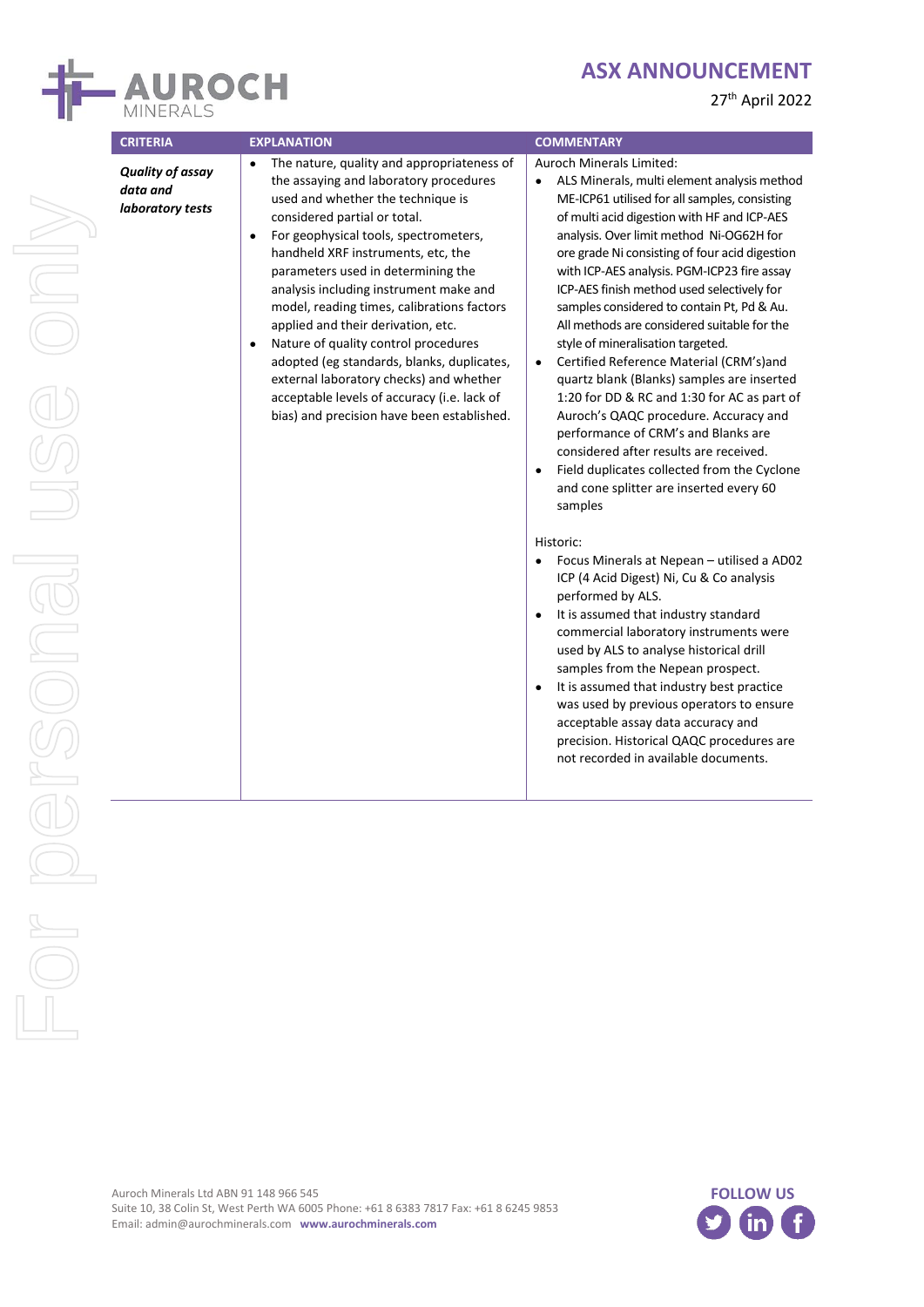| CRITERIA | EXPLANATION | COMMENTARY |
|---|---|---|
| ***Quality of assay data and laboratory tests*** | • The nature, quality and appropriateness of the assaying and laboratory procedures used and whether the technique is considered partial or total.<br>• For geophysical tools, spectrometers, handheld XRF instruments, etc, the parameters used in determining the analysis including instrument make and model, reading times, calibrations factors applied and their derivation, etc.<br>• Nature of quality control procedures adopted (eg standards, blanks, duplicates, external laboratory checks) and whether acceptable levels of accuracy (i.e. lack of bias) and precision have been established. | Auroch Minerals Limited:<br>• ALS Minerals, multi element analysis method ME-ICP61 utilised for all samples, consisting of multi acid digestion with HF and ICP-AES analysis. Over limit method Ni-OG62H for ore grade Ni consisting of four acid digestion with ICP-AES analysis. PGM-ICP23 fire assay ICP-AES finish method used selectively for samples considered to contain Pt, Pd & Au. All methods are considered suitable for the style of mineralisation targeted.<br>• Certified Reference Material (CRM's)and quartz blank (Blanks) samples are inserted 1:20 for DD & RC and 1:30 for AC as part of Auroch's QAQC procedure. Accuracy and performance of CRM's and Blanks are considered after results are received.<br>• Field duplicates collected from the Cyclone and cone splitter are inserted every 60 samples<br><br>Historic:<br>• Focus Minerals at Nepean – utilised a AD02 ICP (4 Acid Digest) Ni, Cu & Co analysis performed by ALS.<br>• It is assumed that industry standard commercial laboratory instruments were used by ALS to analyse historical drill samples from the Nepean prospect.<br>• It is assumed that industry best practice was used by previous operators to ensure acceptable assay data accuracy and precision. Historical QAQC procedures are not recorded in available documents. |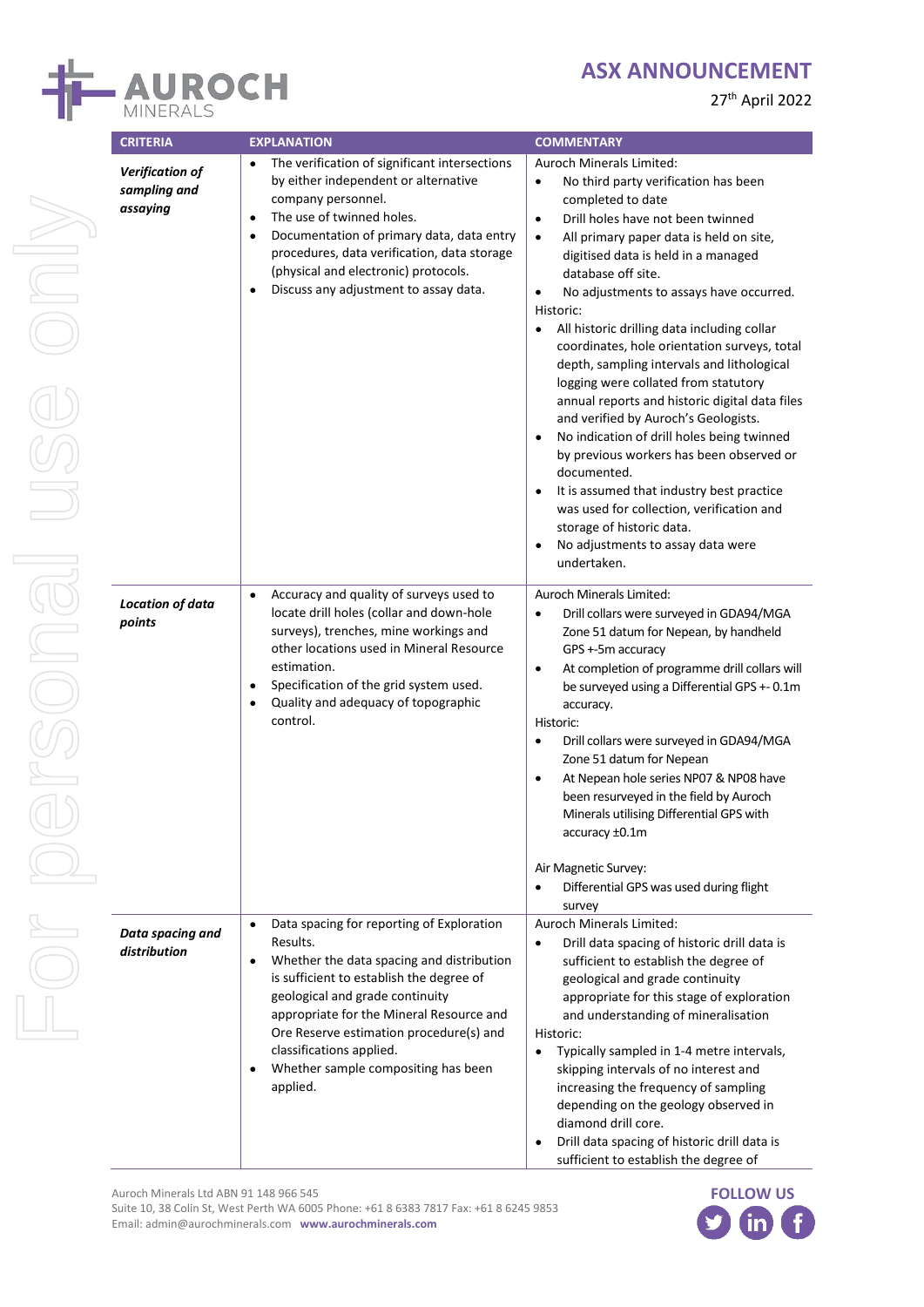| CRITERIA | EXPLANATION | COMMENTARY |
|---|---|---|
| ***Verification of sampling and assaying*** | • The verification of significant intersections by either independent or alternative company personnel.<br>• The use of twinned holes.<br>• Documentation of primary data, data entry procedures, data verification, data storage (physical and electronic) protocols.<br>• Discuss any adjustment to assay data. | Auroch Minerals Limited:<br>• No third party verification has been completed to date<br>• Drill holes have not been twinned<br>• All primary paper data is held on site, digitised data is held in a managed database off site.<br>• No adjustments to assays have occurred.<br>Historic:<br>• All historic drilling data including collar coordinates, hole orientation surveys, total depth, sampling intervals and lithological logging were collated from statutory annual reports and historic digital data files and verified by Auroch's Geologists.<br>• No indication of drill holes being twinned by previous workers has been observed or documented.<br>• It is assumed that industry best practice was used for collection, verification and storage of historic data.<br>• No adjustments to assay data were undertaken. |
| ***Location of data points*** | • Accuracy and quality of surveys used to locate drill holes (collar and down-hole surveys), trenches, mine workings and other locations used in Mineral Resource estimation.<br>• Specification of the grid system used.<br>• Quality and adequacy of topographic control. | Auroch Minerals Limited:<br>• Drill collars were surveyed in GDA94/MGA Zone 51 datum for Nepean, by handheld GPS +-5m accuracy<br>• At completion of programme drill collars will be surveyed using a Differential GPS +- 0.1m accuracy.<br>Historic:<br>• Drill collars were surveyed in GDA94/MGA Zone 51 datum for Nepean<br>• At Nepean hole series NP07 & NP08 have been resurveyed in the field by Auroch Minerals utilising Differential GPS with accuracy ±0.1m<br><br>Air Magnetic Survey:<br>• Differential GPS was used during flight survey |
| ***Data spacing and distribution*** | • Data spacing for reporting of Exploration Results.<br>• Whether the data spacing and distribution is sufficient to establish the degree of geological and grade continuity appropriate for the Mineral Resource and Ore Reserve estimation procedure(s) and classifications applied.<br>• Whether sample compositing has been applied. | Auroch Minerals Limited:<br>• Drill data spacing of historic drill data is sufficient to establish the degree of geological and grade continuity appropriate for this stage of exploration and understanding of mineralisation<br>Historic:<br>• Typically sampled in 1-4 metre intervals, skipping intervals of no interest and increasing the frequency of sampling depending on the geology observed in diamond drill core.<br>• Drill data spacing of historic drill data is sufficient to establish the degree of |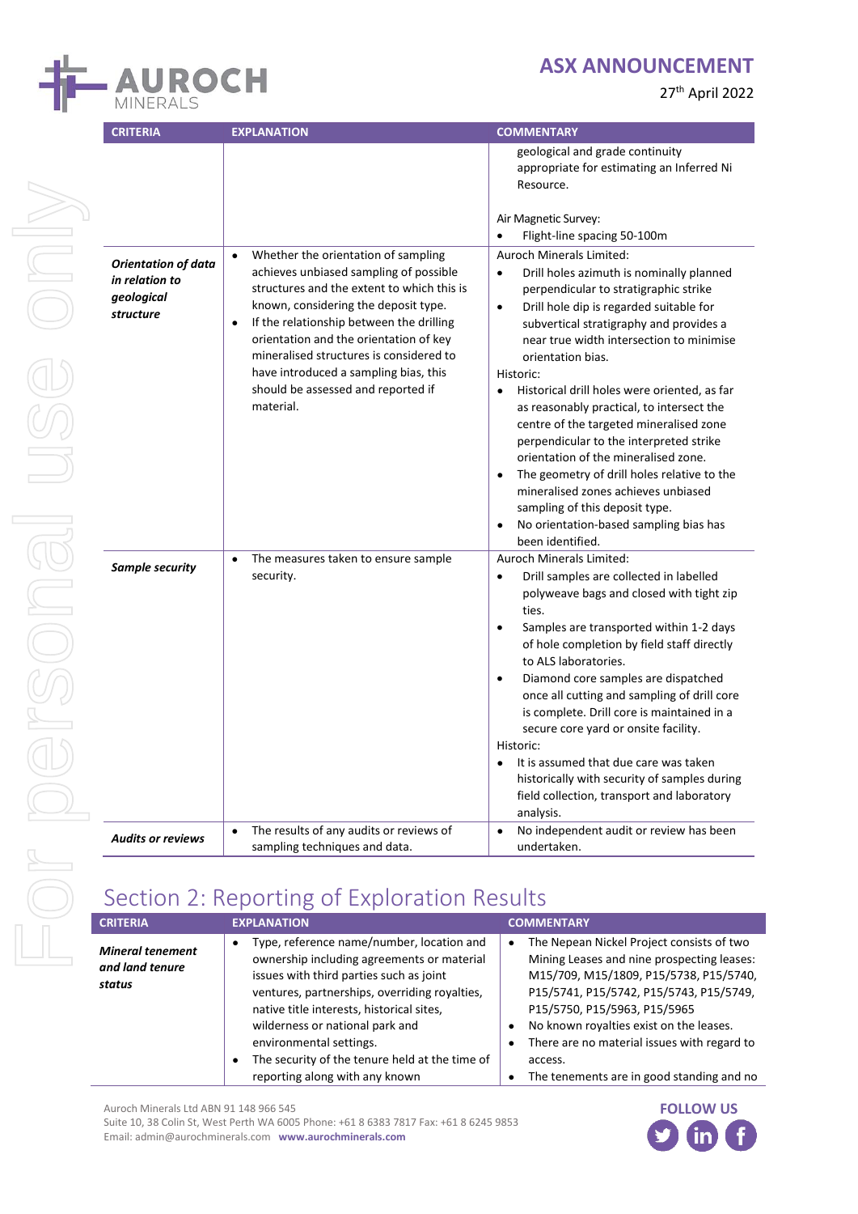| CRITERIA | EXPLANATION | COMMENTARY |
|---|---|---|
| | | geological and grade continuity appropriate for estimating an Inferred Ni Resource.<br><br>Air Magnetic Survey:<br>• Flight-line spacing 50-100m |
| ***Orientation of data in relation to geological structure*** | • Whether the orientation of sampling achieves unbiased sampling of possible structures and the extent to which this is known, considering the deposit type.<br>• If the relationship between the drilling orientation and the orientation of key mineralised structures is considered to have introduced a sampling bias, this should be assessed and reported if material. | Auroch Minerals Limited:<br>• Drill holes azimuth is nominally planned perpendicular to stratigraphic strike<br>• Drill hole dip is regarded suitable for subvertical stratigraphy and provides a near true width intersection to minimise orientation bias.<br>Historic:<br>• Historical drill holes were oriented, as far as reasonably practical, to intersect the centre of the targeted mineralised zone perpendicular to the interpreted strike orientation of the mineralised zone.<br>• The geometry of drill holes relative to the mineralised zones achieves unbiased sampling of this deposit type.<br>• No orientation-based sampling bias has been identified. |
| ***Sample security*** | • The measures taken to ensure sample security. | Auroch Minerals Limited:<br>• Drill samples are collected in labelled polyweave bags and closed with tight zip ties.<br>• Samples are transported within 1-2 days of hole completion by field staff directly to ALS laboratories.<br>• Diamond core samples are dispatched once all cutting and sampling of drill core is complete. Drill core is maintained in a secure core yard or onsite facility.<br>Historic:<br>• It is assumed that due care was taken historically with security of samples during field collection, transport and laboratory analysis. |
| ***Audits or reviews*** | • The results of any audits or reviews of sampling techniques and data. | • No independent audit or review has been undertaken. |

# Section 2: Reporting of Exploration Results

| CRITERIA | EXPLANATION | COMMENTARY |
|---|---|---|
| ***Mineral tenement and land tenure status*** | • Type, reference name/number, location and ownership including agreements or material issues with third parties such as joint ventures, partnerships, overriding royalties, native title interests, historical sites, wilderness or national park and environmental settings.<br>• The security of the tenure held at the time of reporting along with any known | • The Nepean Nickel Project consists of two Mining Leases and nine prospecting leases: M15/709, M15/1809, P15/5738, P15/5740, P15/5741, P15/5742, P15/5743, P15/5749, P15/5750, P15/5963, P15/5965<br>• No known royalties exist on the leases.<br>• There are no material issues with regard to access.<br>• The tenements are in good standing and no |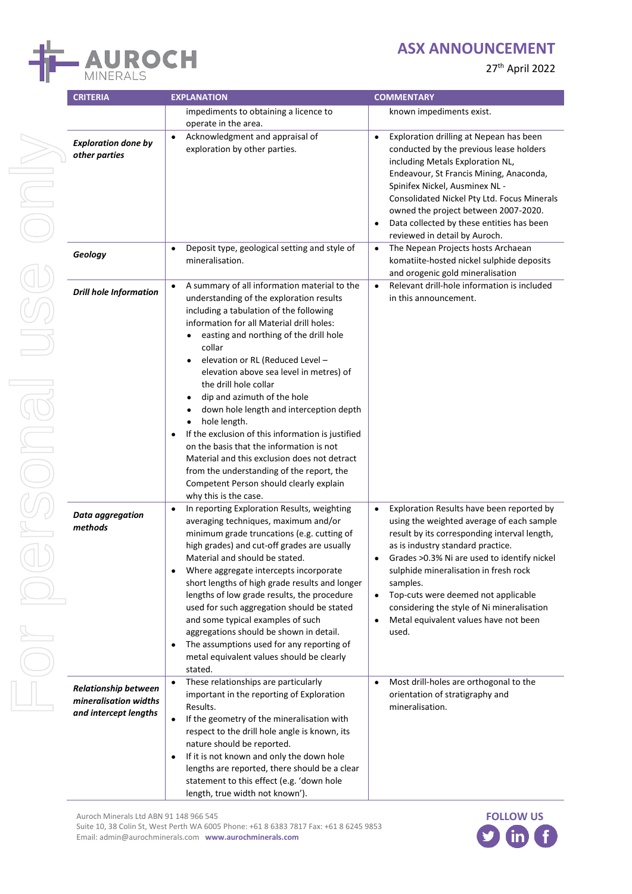| CRITERIA | EXPLANATION | COMMENTARY |
|---|---|---|
| | impediments to obtaining a licence to operate in the area. | known impediments exist. |
| ***Exploration done by other parties*** | • Acknowledgment and appraisal of exploration by other parties. | • Exploration drilling at Nepean has been conducted by the previous lease holders including Metals Exploration NL, Endeavour, St Francis Mining, Anaconda, Spinifex Nickel, Ausminex NL - Consolidated Nickel Pty Ltd. Focus Minerals owned the project between 2007-2020.<br>• Data collected by these entities has been reviewed in detail by Auroch. |
| ***Geology*** | • Deposit type, geological setting and style of mineralisation. | • The Nepean Projects hosts Archaean komatiite-hosted nickel sulphide deposits and orogenic gold mineralisation |
| ***Drill hole Information*** | • A summary of all information material to the understanding of the exploration results including a tabulation of the following information for all Material drill holes:<br>  • easting and northing of the drill hole collar<br>  • elevation or RL (Reduced Level – elevation above sea level in metres) of the drill hole collar<br>  • dip and azimuth of the hole<br>  • down hole length and interception depth<br>  • hole length.<br>• If the exclusion of this information is justified on the basis that the information is not Material and this exclusion does not detract from the understanding of the report, the Competent Person should clearly explain why this is the case. | • Relevant drill-hole information is included in this announcement. |
| ***Data aggregation methods*** | • In reporting Exploration Results, weighting averaging techniques, maximum and/or minimum grade truncations (e.g. cutting of high grades) and cut-off grades are usually Material and should be stated.<br>• Where aggregate intercepts incorporate short lengths of high grade results and longer lengths of low grade results, the procedure used for such aggregation should be stated and some typical examples of such aggregations should be shown in detail.<br>• The assumptions used for any reporting of metal equivalent values should be clearly stated. | • Exploration Results have been reported by using the weighted average of each sample result by its corresponding interval length, as is industry standard practice.<br>• Grades >0.3% Ni are used to identify nickel sulphide mineralisation in fresh rock samples.<br>• Top-cuts were deemed not applicable considering the style of Ni mineralisation<br>• Metal equivalent values have not been used. |
| ***Relationship between mineralisation widths and intercept lengths*** | • These relationships are particularly important in the reporting of Exploration Results.<br>• If the geometry of the mineralisation with respect to the drill hole angle is known, its nature should be reported.<br>• If it is not known and only the down hole lengths are reported, there should be a clear statement to this effect (e.g. 'down hole length, true width not known'). | • Most drill-holes are orthogonal to the orientation of stratigraphy and mineralisation. |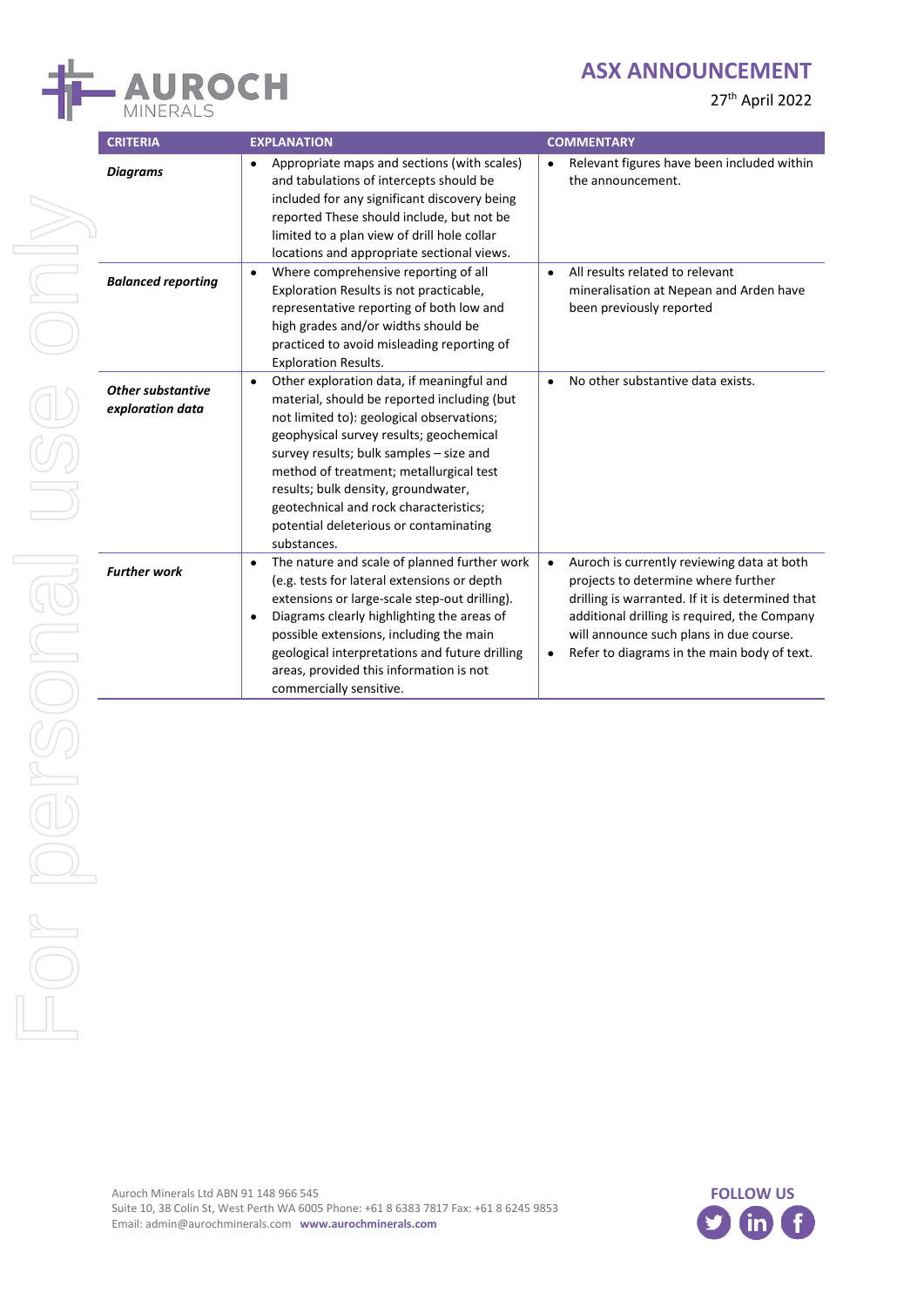| CRITERIA | EXPLANATION | COMMENTARY |
|---|---|---|
| ***Diagrams*** | • Appropriate maps and sections (with scales) and tabulations of intercepts should be included for any significant discovery being reported These should include, but not be limited to a plan view of drill hole collar locations and appropriate sectional views. | • Relevant figures have been included within the announcement. |
| ***Balanced reporting*** | • Where comprehensive reporting of all Exploration Results is not practicable, representative reporting of both low and high grades and/or widths should be practiced to avoid misleading reporting of Exploration Results. | • All results related to relevant mineralisation at Nepean and Arden have been previously reported |
| ***Other substantive exploration data*** | • Other exploration data, if meaningful and material, should be reported including (but not limited to): geological observations; geophysical survey results; geochemical survey results; bulk samples – size and method of treatment; metallurgical test results; bulk density, groundwater, geotechnical and rock characteristics; potential deleterious or contaminating substances. | • No other substantive data exists. |
| ***Further work*** | • The nature and scale of planned further work (e.g. tests for lateral extensions or depth extensions or large-scale step-out drilling).<br>• Diagrams clearly highlighting the areas of possible extensions, including the main geological interpretations and future drilling areas, provided this information is not commercially sensitive. | • Auroch is currently reviewing data at both projects to determine where further drilling is warranted. If it is determined that additional drilling is required, the Company will announce such plans in due course.<br>• Refer to diagrams in the main body of text. |